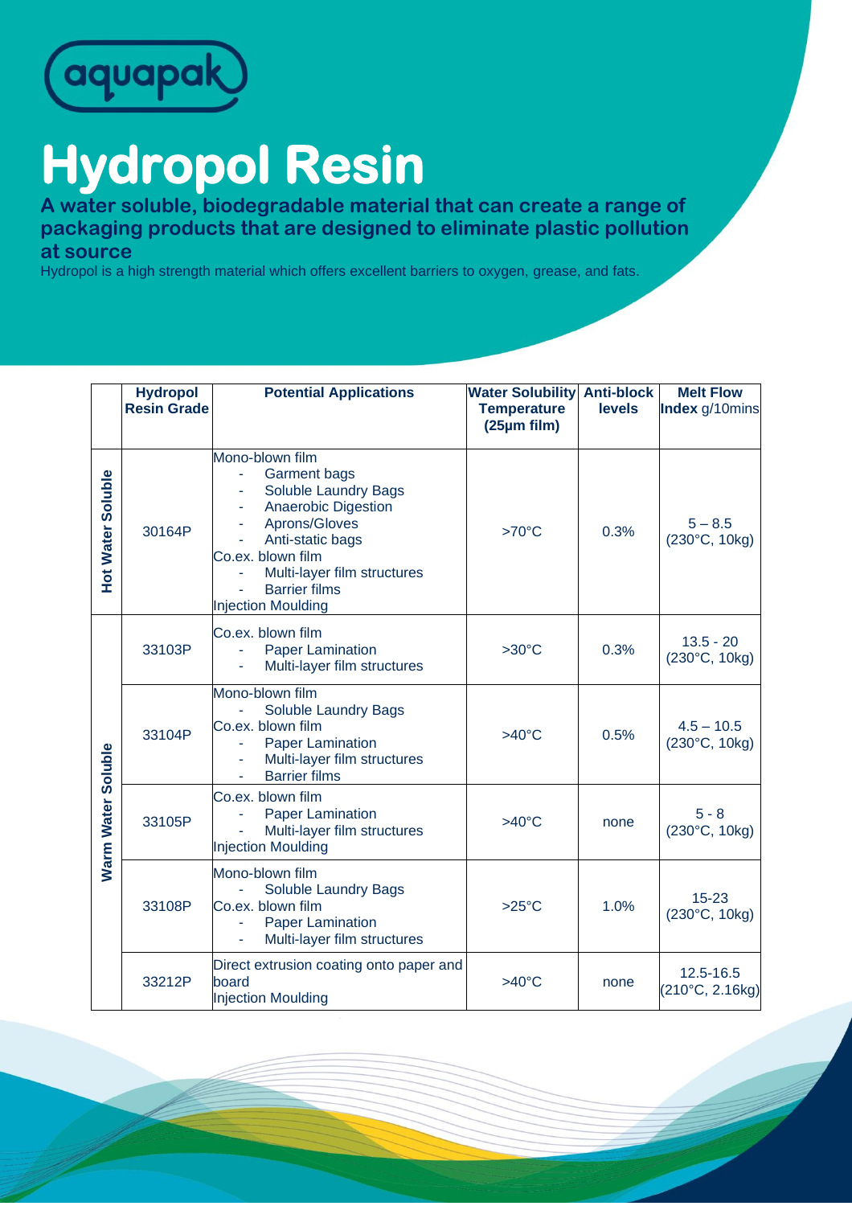aquapak

# Hydropol Resin

**A water soluble, biodegradable material that can create a range of packaging products that are designed to eliminate plastic pollution at source**

Hydropol is a high strength material which offers excellent barriers to oxygen, grease, and fats.

| | Hydropol Resin Grade | Potential Applications | Water Solubility Temperature (25µm film) | Anti-block levels | Melt Flow Index g/10mins |
|---|---|---|---|---|---|
| Hot Water Soluble | 30164P | Mono-blown film<br>- Garment bags<br>- Soluble Laundry Bags<br>- Anaerobic Digestion<br>- Aprons/Gloves<br>- Anti-static bags<br>Co.ex. blown film<br>- Multi-layer film structures<br>- Barrier films<br>Injection Moulding | >70°C | 0.3% | 5 – 8.5 (230°C, 10kg) |
| Warm Water Soluble | 33103P | Co.ex. blown film<br>- Paper Lamination<br>- Multi-layer film structures | >30°C | 0.3% | 13.5 - 20 (230°C, 10kg) |
| | 33104P | Mono-blown film<br>- Soluble Laundry Bags<br>Co.ex. blown film<br>- Paper Lamination<br>- Multi-layer film structures<br>- Barrier films | >40°C | 0.5% | 4.5 – 10.5 (230°C, 10kg) |
| | 33105P | Co.ex. blown film<br>- Paper Lamination<br>- Multi-layer film structures<br>Injection Moulding | >40°C | none | 5 - 8 (230°C, 10kg) |
| | 33108P | Mono-blown film<br>- Soluble Laundry Bags<br>Co.ex. blown film<br>- Paper Lamination<br>- Multi-layer film structures | >25°C | 1.0% | 15-23 (230°C, 10kg) |
| | 33212P | Direct extrusion coating onto paper and board<br>Injection Moulding | >40°C | none | 12.5-16.5 (210°C, 2.16kg) |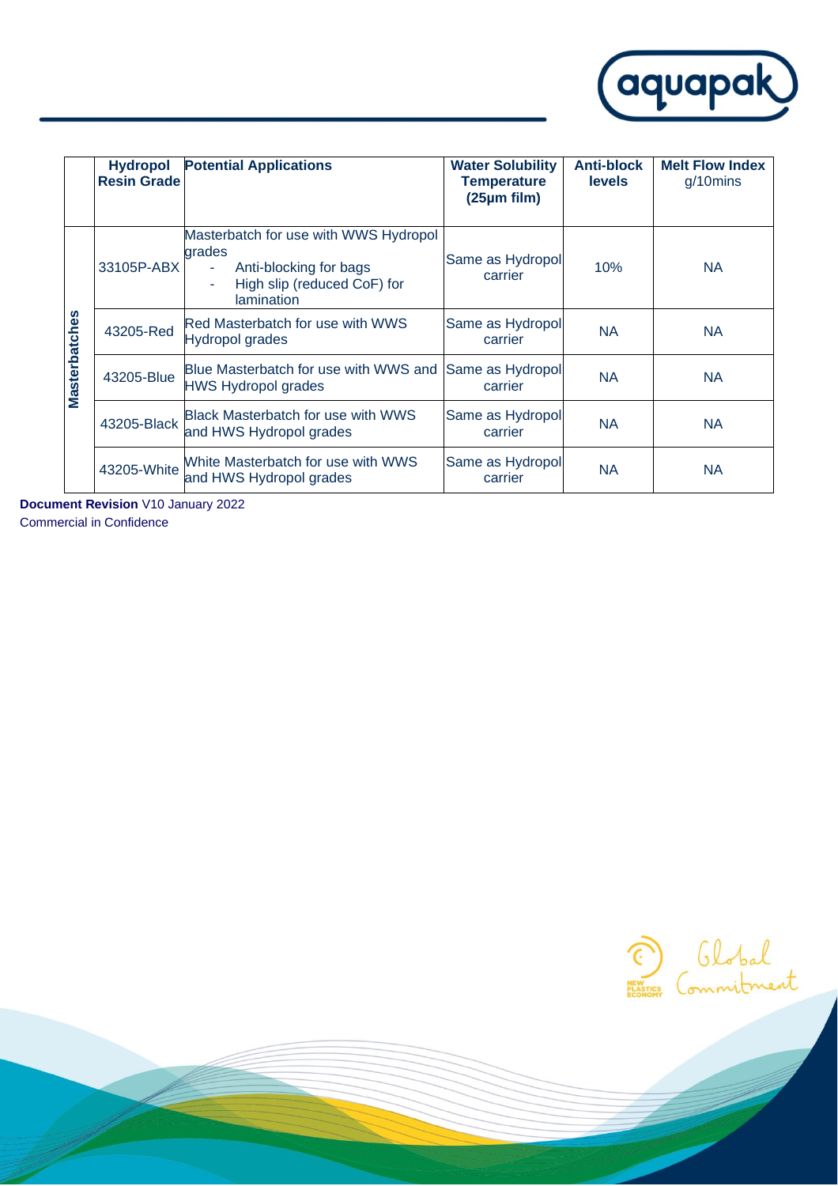| | Hydropol Resin Grade | Potential Applications | Water Solubility Temperature (25µm film) | Anti-block levels | Melt Flow Index g/10mins |
|---|---|---|---|---|---|
| Masterbatches | 33105P-ABX | Masterbatch for use with WWS Hydropol grades<br>- Anti-blocking for bags<br>- High slip (reduced CoF) for lamination | Same as Hydropol carrier | 10% | NA |
| | 43205-Red | Red Masterbatch for use with WWS Hydropol grades | Same as Hydropol carrier | NA | NA |
| | 43205-Blue | Blue Masterbatch for use with WWS and HWS Hydropol grades | Same as Hydropol carrier | NA | NA |
| | 43205-Black | Black Masterbatch for use with WWS and HWS Hydropol grades | Same as Hydropol carrier | NA | NA |
| | 43205-White | White Masterbatch for use with WWS and HWS Hydropol grades | Same as Hydropol carrier | NA | NA |

**Document Revision** V10 January 2022

Commercial in Confidence